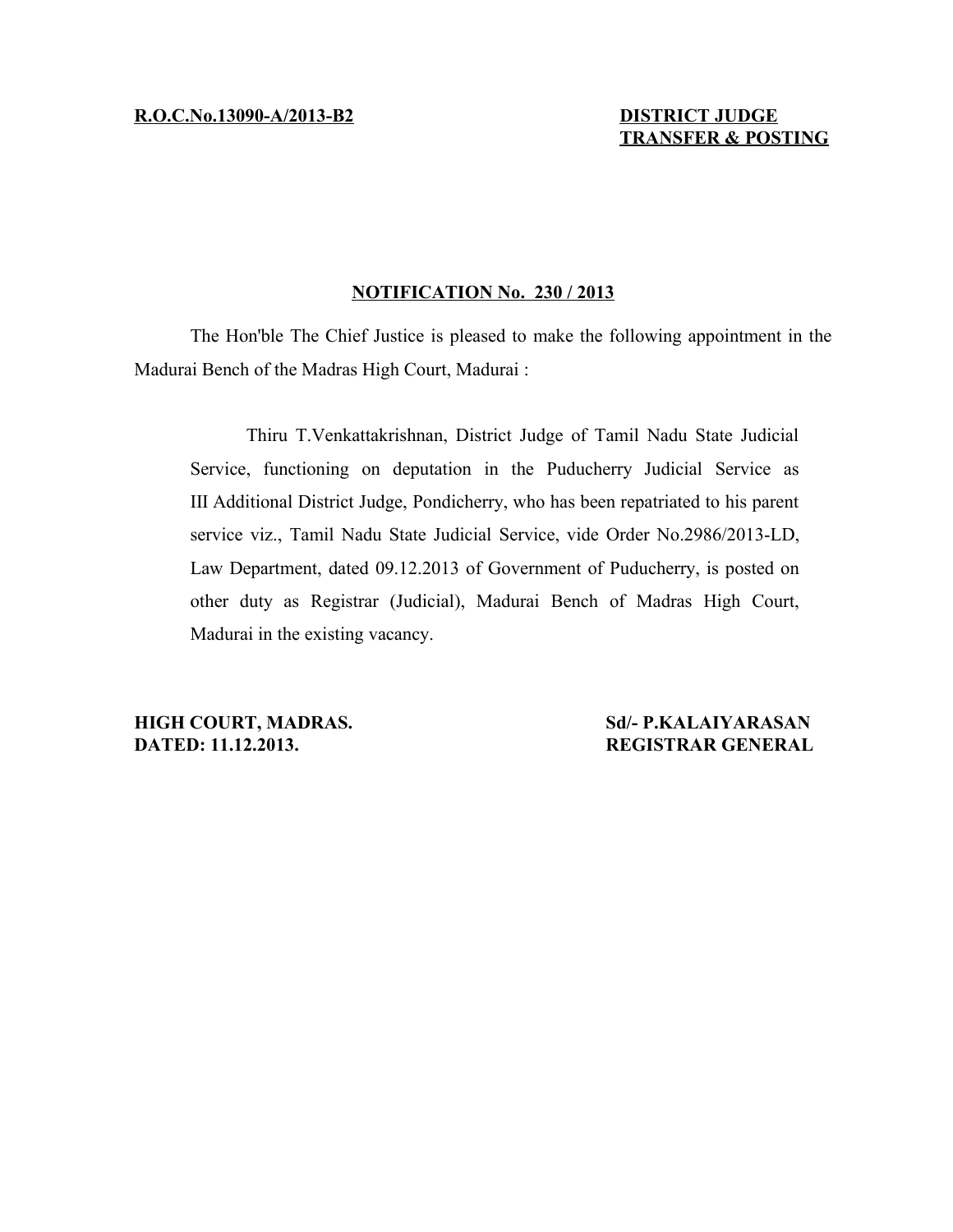**R.O.C.No.13090-A/2013-B2**

**DISTRICT JUDGE**
**TRANSFER & POSTING**

## NOTIFICATION No. 230 / 2013

The Hon'ble The Chief Justice is pleased to make the following appointment in the Madurai Bench of the Madras High Court, Madurai :

> Thiru T.Venkattakrishnan, District Judge of Tamil Nadu State Judicial Service, functioning on deputation in the Puducherry Judicial Service as III Additional District Judge, Pondicherry, who has been repatriated to his parent service viz., Tamil Nadu State Judicial Service, vide Order No.2986/2013-LD, Law Department, dated 09.12.2013 of Government of Puducherry, is posted on other duty as Registrar (Judicial), Madurai Bench of Madras High Court, Madurai in the existing vacancy.

**HIGH COURT, MADRAS.**
**DATED: 11.12.2013.**

**Sd/- P.KALAIYARASAN**
**REGISTRAR GENERAL**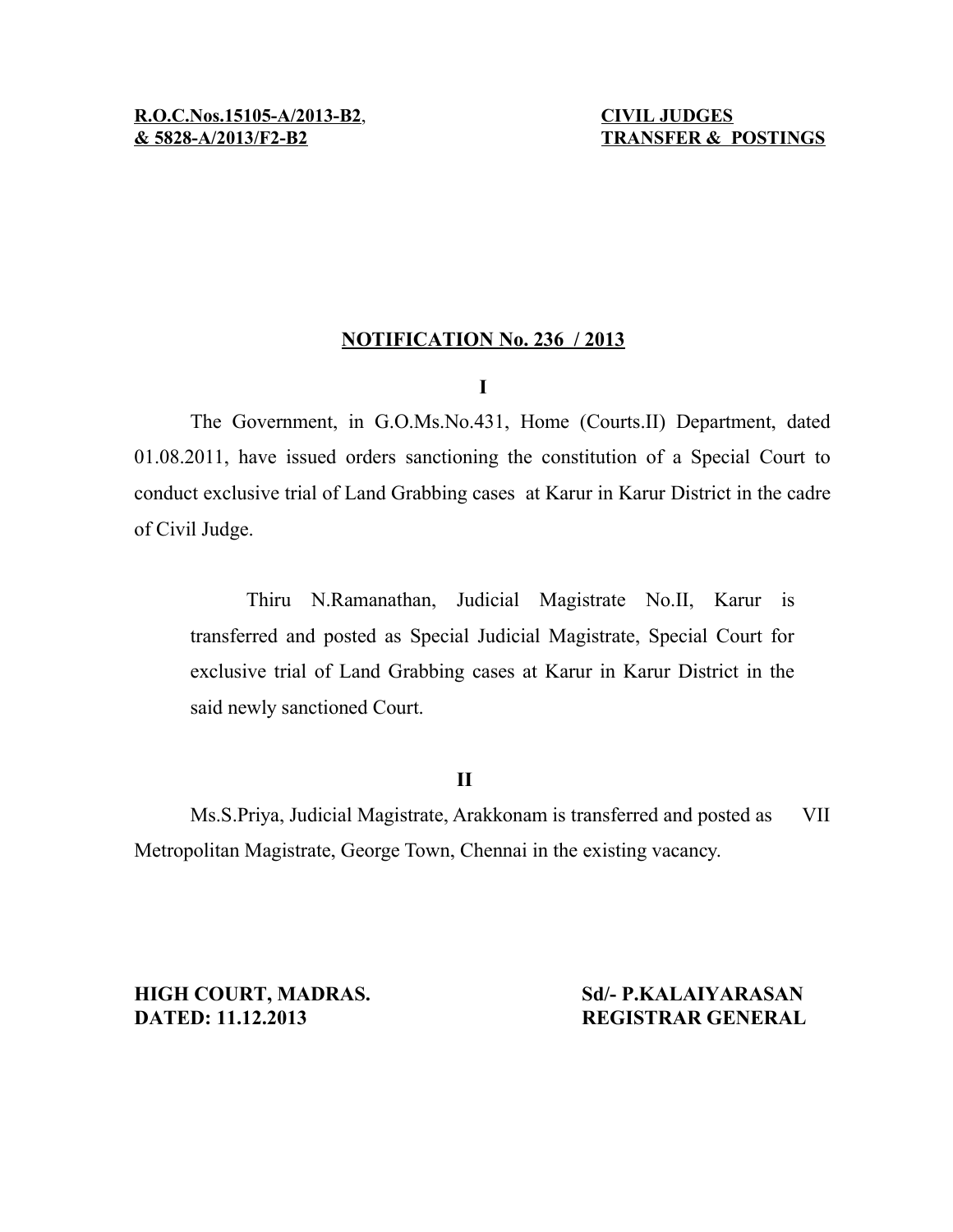**R.O.C.Nos.15105-A/2013-B2, & 5828-A/2013/F2-B2**

**CIVIL JUDGES TRANSFER & POSTINGS**

## NOTIFICATION No. 236 / 2013

**I**

The Government, in G.O.Ms.No.431, Home (Courts.II) Department, dated 01.08.2011, have issued orders sanctioning the constitution of a Special Court to conduct exclusive trial of Land Grabbing cases at Karur in Karur District in the cadre of Civil Judge.

> Thiru N.Ramanathan, Judicial Magistrate No.II, Karur is transferred and posted as Special Judicial Magistrate, Special Court for exclusive trial of Land Grabbing cases at Karur in Karur District in the said newly sanctioned Court.

**II**

Ms.S.Priya, Judicial Magistrate, Arakkonam is transferred and posted as VII Metropolitan Magistrate, George Town, Chennai in the existing vacancy.

**HIGH COURT, MADRAS.**
**DATED: 11.12.2013**

**Sd/- P.KALAIYARASAN**
**REGISTRAR GENERAL**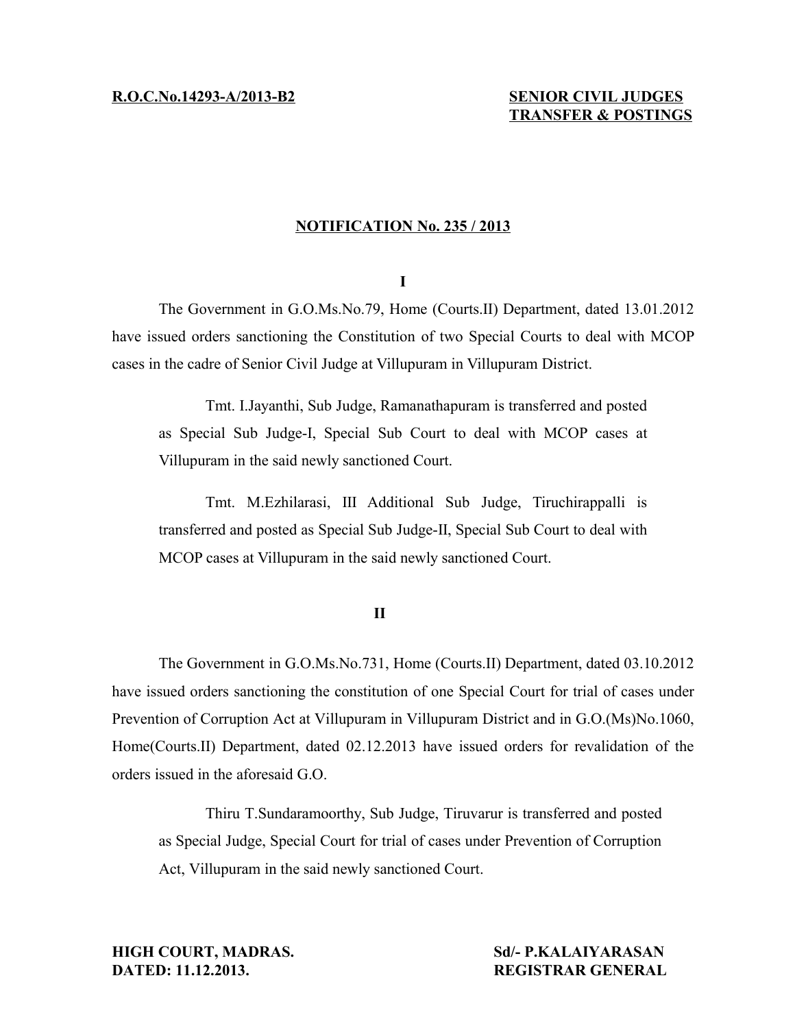**R.O.C.No.14293-A/2013-B2**

**SENIOR CIVIL JUDGES TRANSFER & POSTINGS**

**NOTIFICATION No. 235 / 2013**

**I**

The Government in G.O.Ms.No.79, Home (Courts.II) Department, dated 13.01.2012 have issued orders sanctioning the Constitution of two Special Courts to deal with MCOP cases in the cadre of Senior Civil Judge at Villupuram in Villupuram District.

> Tmt. I.Jayanthi, Sub Judge, Ramanathapuram is transferred and posted as Special Sub Judge-I, Special Sub Court to deal with MCOP cases at Villupuram in the said newly sanctioned Court.

> Tmt. M.Ezhilarasi, III Additional Sub Judge, Tiruchirappalli is transferred and posted as Special Sub Judge-II, Special Sub Court to deal with MCOP cases at Villupuram in the said newly sanctioned Court.

**II**

The Government in G.O.Ms.No.731, Home (Courts.II) Department, dated 03.10.2012 have issued orders sanctioning the constitution of one Special Court for trial of cases under Prevention of Corruption Act at Villupuram in Villupuram District and in G.O.(Ms)No.1060, Home(Courts.II) Department, dated 02.12.2013 have issued orders for revalidation of the orders issued in the aforesaid G.O.

> Thiru T.Sundaramoorthy, Sub Judge, Tiruvarur is transferred and posted as Special Judge, Special Court for trial of cases under Prevention of Corruption Act, Villupuram in the said newly sanctioned Court.

**HIGH COURT, MADRAS.**
**DATED: 11.12.2013.**

**Sd/- P.KALAIYARASAN**
**REGISTRAR GENERAL**